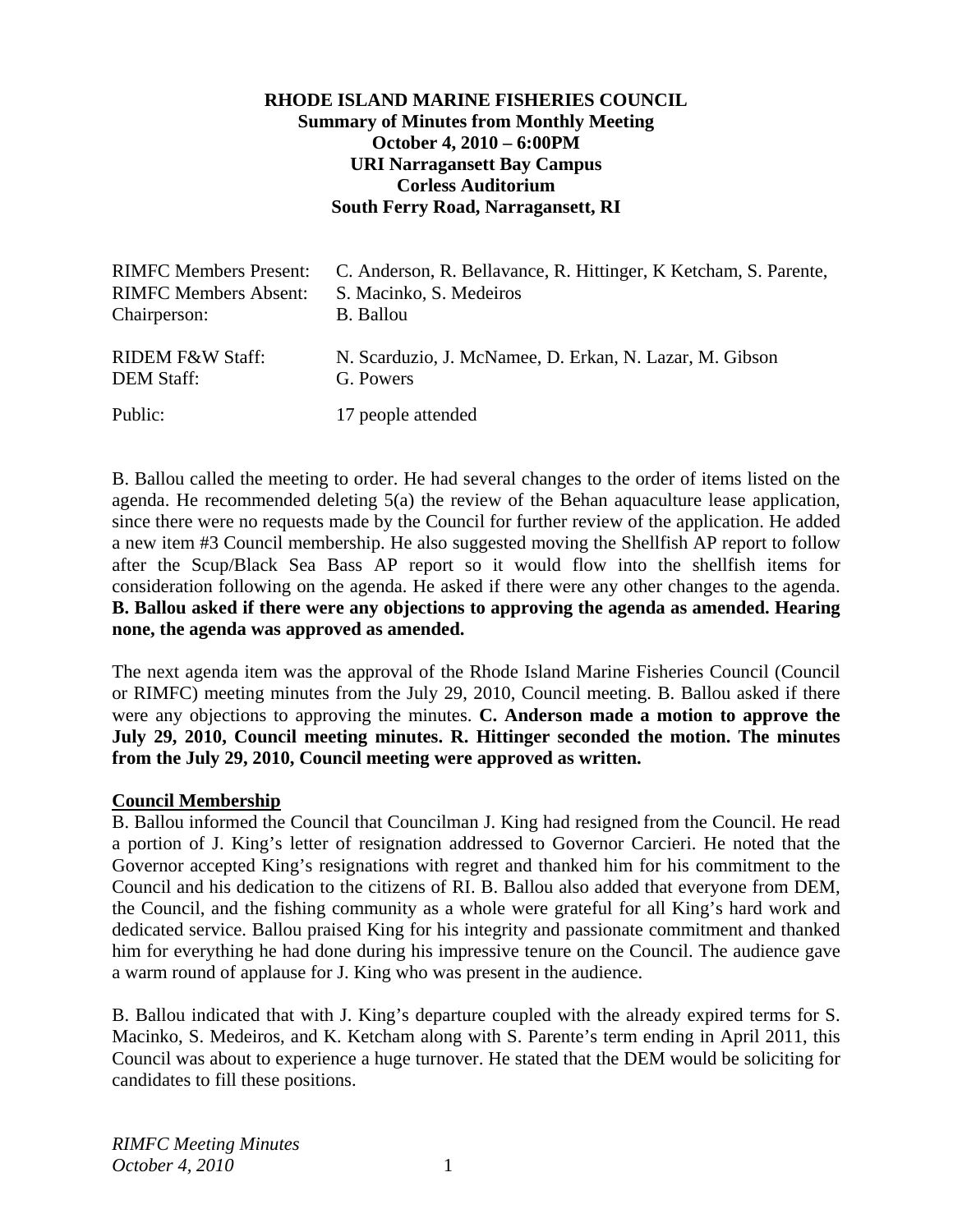**RHODE ISLAND MARINE FISHERIES COUNCIL**
**Summary of Minutes from Monthly Meeting**
**October 4, 2010 – 6:00PM**
**URI Narragansett Bay Campus**
**Corless Auditorium**
**South Ferry Road, Narragansett, RI**

| | |
|---|---|
| RIMFC Members Present: | C. Anderson, R. Bellavance, R. Hittinger, K Ketcham, S. Parente, |
| RIMFC Members Absent: | S. Macinko, S. Medeiros |
| Chairperson: | B. Ballou |
| RIDEM F&W Staff: | N. Scarduzio, J. McNamee, D. Erkan, N. Lazar, M. Gibson |
| DEM Staff: | G. Powers |
| Public: | 17 people attended |

B. Ballou called the meeting to order. He had several changes to the order of items listed on the agenda. He recommended deleting 5(a) the review of the Behan aquaculture lease application, since there were no requests made by the Council for further review of the application. He added a new item #3 Council membership. He also suggested moving the Shellfish AP report to follow after the Scup/Black Sea Bass AP report so it would flow into the shellfish items for consideration following on the agenda. He asked if there were any other changes to the agenda. **B. Ballou asked if there were any objections to approving the agenda as amended. Hearing none, the agenda was approved as amended.**

The next agenda item was the approval of the Rhode Island Marine Fisheries Council (Council or RIMFC) meeting minutes from the July 29, 2010, Council meeting. B. Ballou asked if there were any objections to approving the minutes. **C. Anderson made a motion to approve the July 29, 2010, Council meeting minutes. R. Hittinger seconded the motion. The minutes from the July 29, 2010, Council meeting were approved as written.**

**Council Membership**

B. Ballou informed the Council that Councilman J. King had resigned from the Council. He read a portion of J. King's letter of resignation addressed to Governor Carcieri. He noted that the Governor accepted King's resignations with regret and thanked him for his commitment to the Council and his dedication to the citizens of RI. B. Ballou also added that everyone from DEM, the Council, and the fishing community as a whole were grateful for all King's hard work and dedicated service. Ballou praised King for his integrity and passionate commitment and thanked him for everything he had done during his impressive tenure on the Council. The audience gave a warm round of applause for J. King who was present in the audience.

B. Ballou indicated that with J. King's departure coupled with the already expired terms for S. Macinko, S. Medeiros, and K. Ketcham along with S. Parente's term ending in April 2011, this Council was about to experience a huge turnover. He stated that the DEM would be soliciting for candidates to fill these positions.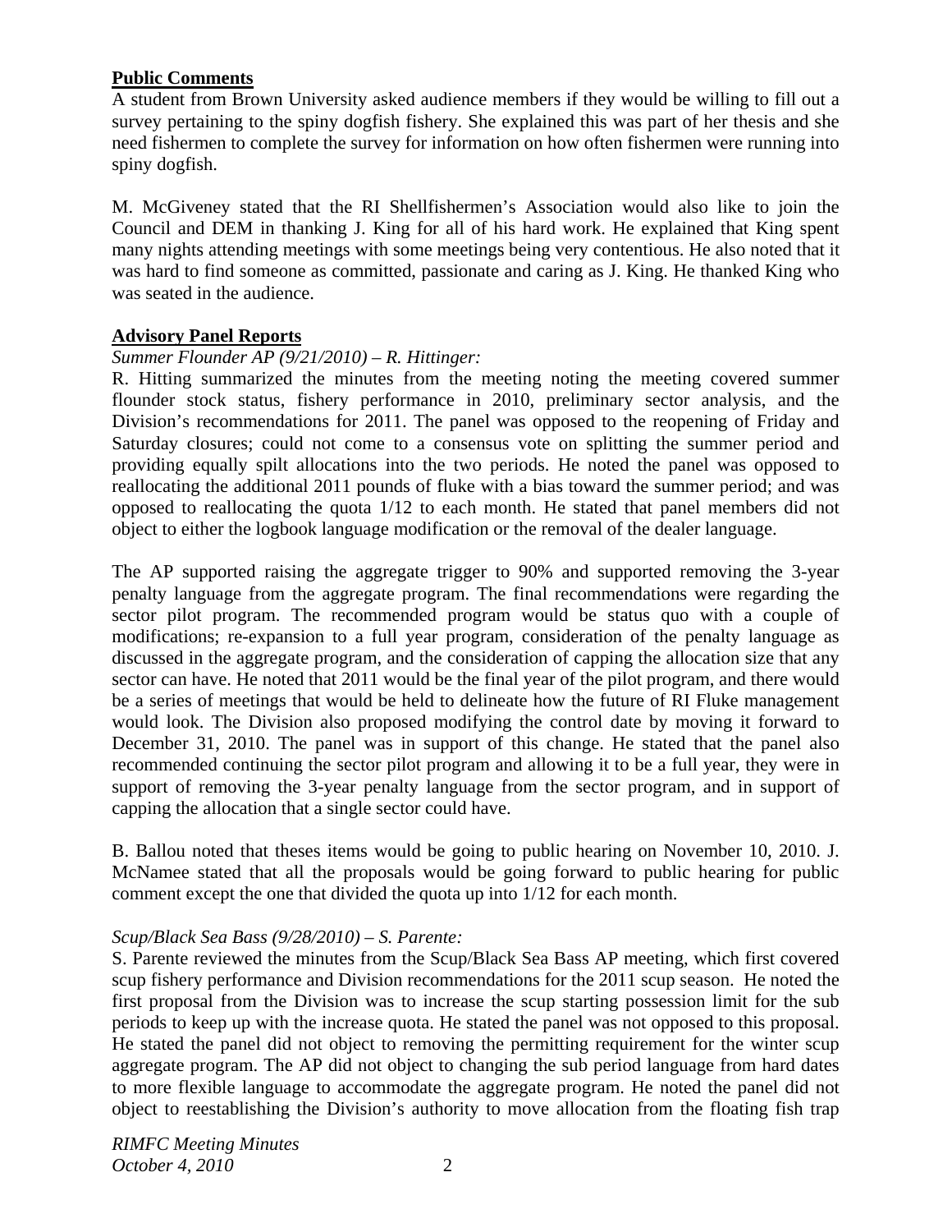**Public Comments**

A student from Brown University asked audience members if they would be willing to fill out a survey pertaining to the spiny dogfish fishery. She explained this was part of her thesis and she need fishermen to complete the survey for information on how often fishermen were running into spiny dogfish.

M. McGiveney stated that the RI Shellfishermen's Association would also like to join the Council and DEM in thanking J. King for all of his hard work. He explained that King spent many nights attending meetings with some meetings being very contentious. He also noted that it was hard to find someone as committed, passionate and caring as J. King. He thanked King who was seated in the audience.

**Advisory Panel Reports**

*Summer Flounder AP (9/21/2010) – R. Hittinger:*

R. Hitting summarized the minutes from the meeting noting the meeting covered summer flounder stock status, fishery performance in 2010, preliminary sector analysis, and the Division's recommendations for 2011. The panel was opposed to the reopening of Friday and Saturday closures; could not come to a consensus vote on splitting the summer period and providing equally spilt allocations into the two periods. He noted the panel was opposed to reallocating the additional 2011 pounds of fluke with a bias toward the summer period; and was opposed to reallocating the quota 1/12 to each month. He stated that panel members did not object to either the logbook language modification or the removal of the dealer language.

The AP supported raising the aggregate trigger to 90% and supported removing the 3-year penalty language from the aggregate program. The final recommendations were regarding the sector pilot program. The recommended program would be status quo with a couple of modifications; re-expansion to a full year program, consideration of the penalty language as discussed in the aggregate program, and the consideration of capping the allocation size that any sector can have. He noted that 2011 would be the final year of the pilot program, and there would be a series of meetings that would be held to delineate how the future of RI Fluke management would look. The Division also proposed modifying the control date by moving it forward to December 31, 2010. The panel was in support of this change. He stated that the panel also recommended continuing the sector pilot program and allowing it to be a full year, they were in support of removing the 3-year penalty language from the sector program, and in support of capping the allocation that a single sector could have.

B. Ballou noted that theses items would be going to public hearing on November 10, 2010. J. McNamee stated that all the proposals would be going forward to public hearing for public comment except the one that divided the quota up into 1/12 for each month.

*Scup/Black Sea Bass (9/28/2010) – S. Parente:*

S. Parente reviewed the minutes from the Scup/Black Sea Bass AP meeting, which first covered scup fishery performance and Division recommendations for the 2011 scup season. He noted the first proposal from the Division was to increase the scup starting possession limit for the sub periods to keep up with the increase quota. He stated the panel was not opposed to this proposal. He stated the panel did not object to removing the permitting requirement for the winter scup aggregate program. The AP did not object to changing the sub period language from hard dates to more flexible language to accommodate the aggregate program. He noted the panel did not object to reestablishing the Division's authority to move allocation from the floating fish trap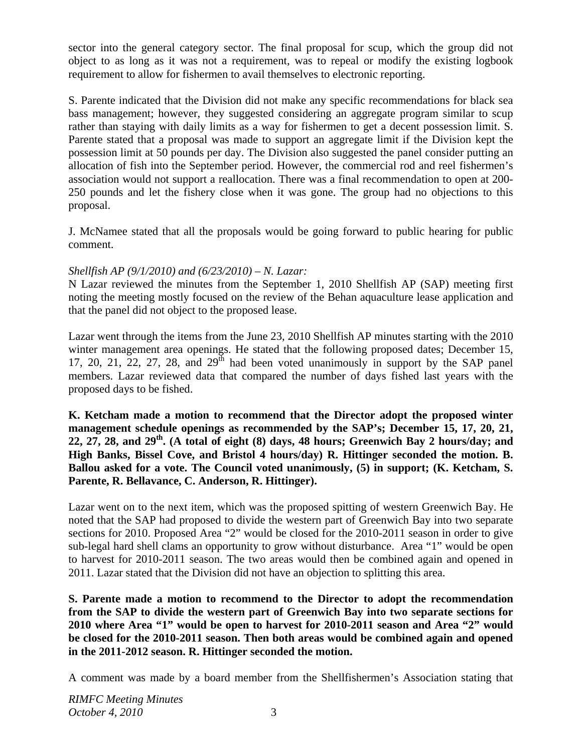sector into the general category sector. The final proposal for scup, which the group did not object to as long as it was not a requirement, was to repeal or modify the existing logbook requirement to allow for fishermen to avail themselves to electronic reporting.

S. Parente indicated that the Division did not make any specific recommendations for black sea bass management; however, they suggested considering an aggregate program similar to scup rather than staying with daily limits as a way for fishermen to get a decent possession limit. S. Parente stated that a proposal was made to support an aggregate limit if the Division kept the possession limit at 50 pounds per day. The Division also suggested the panel consider putting an allocation of fish into the September period. However, the commercial rod and reel fishermen's association would not support a reallocation. There was a final recommendation to open at 200-250 pounds and let the fishery close when it was gone. The group had no objections to this proposal.

J. McNamee stated that all the proposals would be going forward to public hearing for public comment.

*Shellfish AP (9/1/2010) and (6/23/2010) – N. Lazar:*

N Lazar reviewed the minutes from the September 1, 2010 Shellfish AP (SAP) meeting first noting the meeting mostly focused on the review of the Behan aquaculture lease application and that the panel did not object to the proposed lease.

Lazar went through the items from the June 23, 2010 Shellfish AP minutes starting with the 2010 winter management area openings. He stated that the following proposed dates; December 15, 17, 20, 21, 22, 27, 28, and 29th had been voted unanimously in support by the SAP panel members. Lazar reviewed data that compared the number of days fished last years with the proposed days to be fished.

**K. Ketcham made a motion to recommend that the Director adopt the proposed winter management schedule openings as recommended by the SAP's; December 15, 17, 20, 21, 22, 27, 28, and 29th. (A total of eight (8) days, 48 hours; Greenwich Bay 2 hours/day; and High Banks, Bissel Cove, and Bristol 4 hours/day) R. Hittinger seconded the motion. B. Ballou asked for a vote. The Council voted unanimously, (5) in support; (K. Ketcham, S. Parente, R. Bellavance, C. Anderson, R. Hittinger).**

Lazar went on to the next item, which was the proposed spitting of western Greenwich Bay. He noted that the SAP had proposed to divide the western part of Greenwich Bay into two separate sections for 2010. Proposed Area "2" would be closed for the 2010-2011 season in order to give sub-legal hard shell clams an opportunity to grow without disturbance. Area "1" would be open to harvest for 2010-2011 season. The two areas would then be combined again and opened in 2011. Lazar stated that the Division did not have an objection to splitting this area.

**S. Parente made a motion to recommend to the Director to adopt the recommendation from the SAP to divide the western part of Greenwich Bay into two separate sections for 2010 where Area "1" would be open to harvest for 2010-2011 season and Area "2" would be closed for the 2010-2011 season. Then both areas would be combined again and opened in the 2011-2012 season. R. Hittinger seconded the motion.**

A comment was made by a board member from the Shellfishermen's Association stating that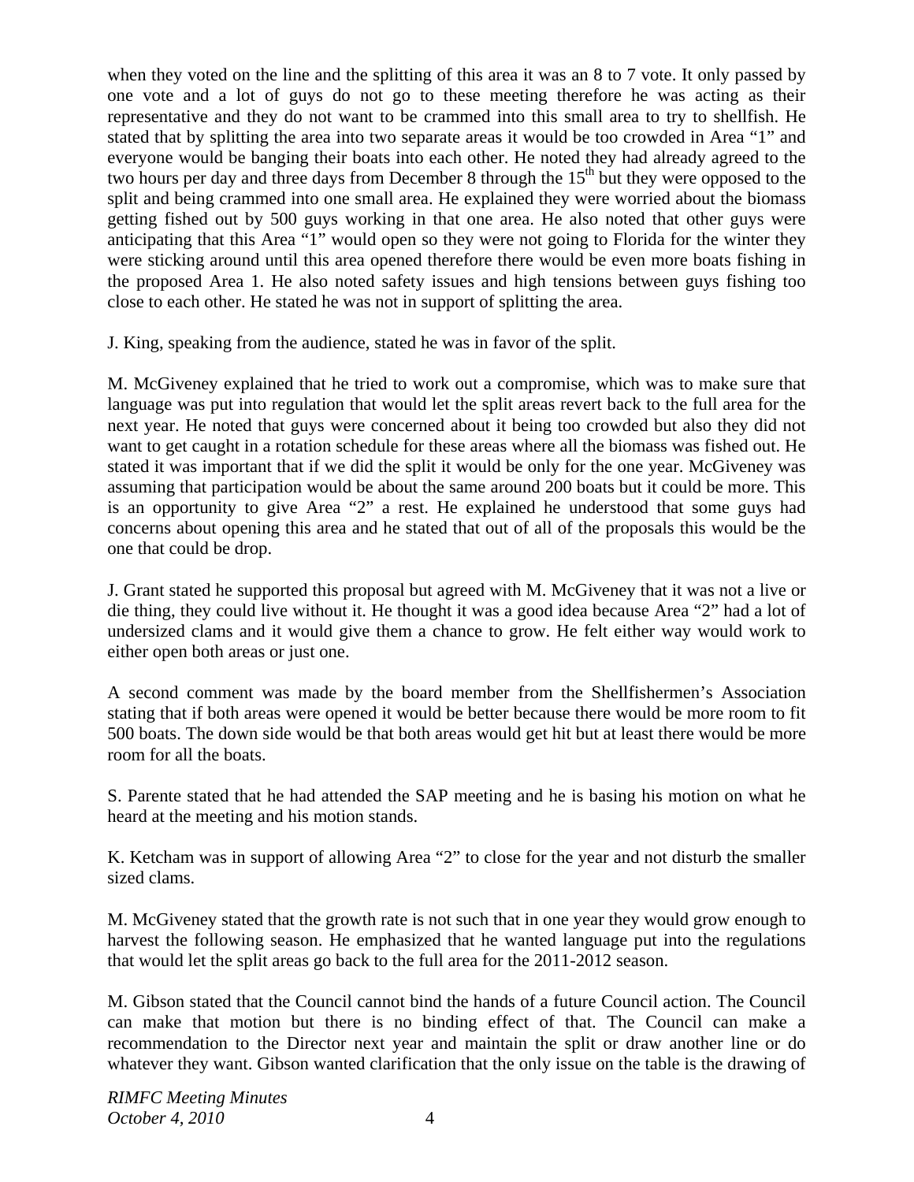when they voted on the line and the splitting of this area it was an 8 to 7 vote. It only passed by one vote and a lot of guys do not go to these meeting therefore he was acting as their representative and they do not want to be crammed into this small area to try to shellfish. He stated that by splitting the area into two separate areas it would be too crowded in Area "1" and everyone would be banging their boats into each other. He noted they had already agreed to the two hours per day and three days from December 8 through the 15th but they were opposed to the split and being crammed into one small area. He explained they were worried about the biomass getting fished out by 500 guys working in that one area. He also noted that other guys were anticipating that this Area "1" would open so they were not going to Florida for the winter they were sticking around until this area opened therefore there would be even more boats fishing in the proposed Area 1. He also noted safety issues and high tensions between guys fishing too close to each other. He stated he was not in support of splitting the area.

J. King, speaking from the audience, stated he was in favor of the split.

M. McGiveney explained that he tried to work out a compromise, which was to make sure that language was put into regulation that would let the split areas revert back to the full area for the next year. He noted that guys were concerned about it being too crowded but also they did not want to get caught in a rotation schedule for these areas where all the biomass was fished out. He stated it was important that if we did the split it would be only for the one year. McGiveney was assuming that participation would be about the same around 200 boats but it could be more. This is an opportunity to give Area "2" a rest. He explained he understood that some guys had concerns about opening this area and he stated that out of all of the proposals this would be the one that could be drop.

J. Grant stated he supported this proposal but agreed with M. McGiveney that it was not a live or die thing, they could live without it. He thought it was a good idea because Area "2" had a lot of undersized clams and it would give them a chance to grow. He felt either way would work to either open both areas or just one.

A second comment was made by the board member from the Shellfishermen's Association stating that if both areas were opened it would be better because there would be more room to fit 500 boats. The down side would be that both areas would get hit but at least there would be more room for all the boats.

S. Parente stated that he had attended the SAP meeting and he is basing his motion on what he heard at the meeting and his motion stands.

K. Ketcham was in support of allowing Area "2" to close for the year and not disturb the smaller sized clams.

M. McGiveney stated that the growth rate is not such that in one year they would grow enough to harvest the following season. He emphasized that he wanted language put into the regulations that would let the split areas go back to the full area for the 2011-2012 season.

M. Gibson stated that the Council cannot bind the hands of a future Council action. The Council can make that motion but there is no binding effect of that. The Council can make a recommendation to the Director next year and maintain the split or draw another line or do whatever they want. Gibson wanted clarification that the only issue on the table is the drawing of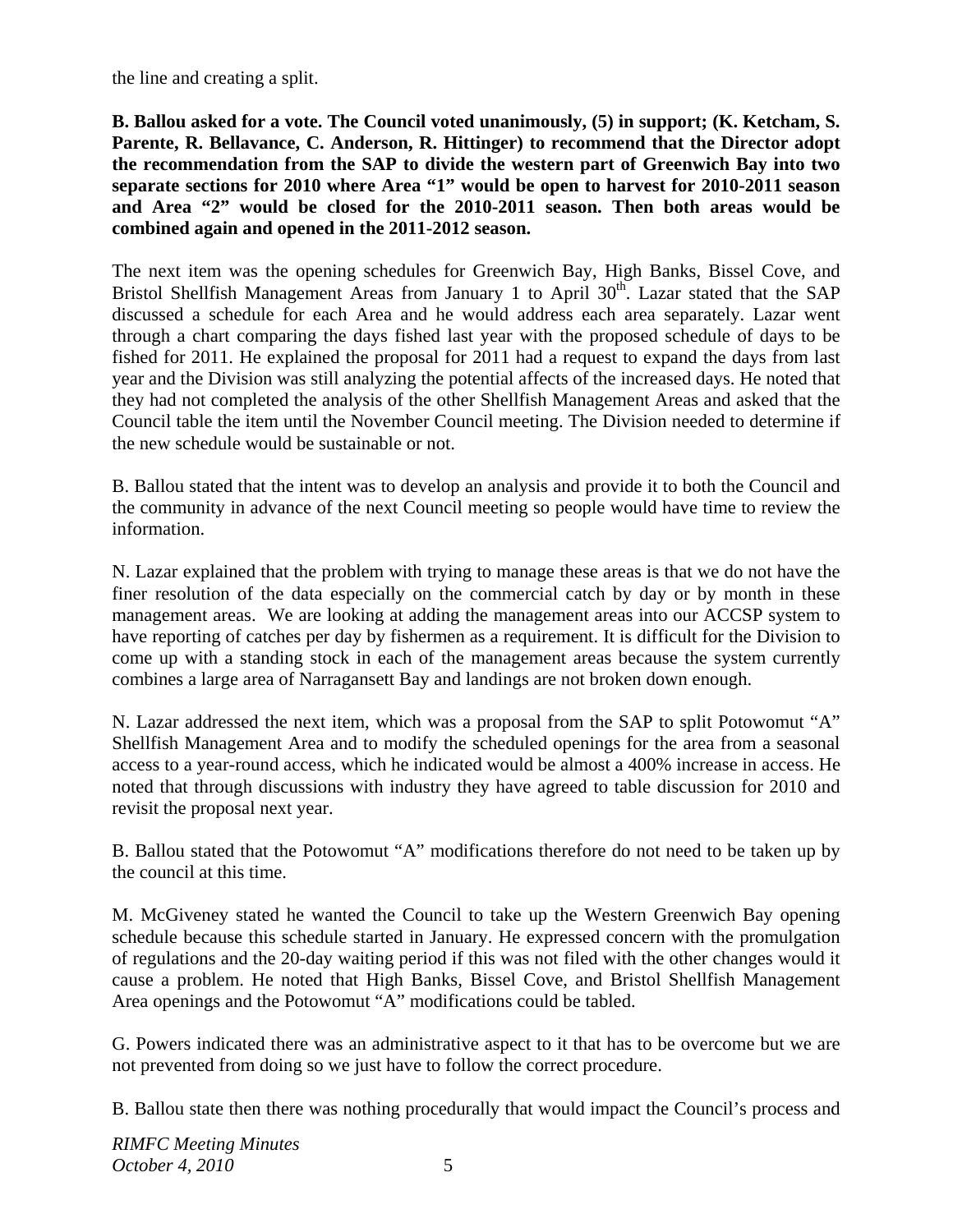the line and creating a split.

**B. Ballou asked for a vote. The Council voted unanimously, (5) in support; (K. Ketcham, S. Parente, R. Bellavance, C. Anderson, R. Hittinger) to recommend that the Director adopt the recommendation from the SAP to divide the western part of Greenwich Bay into two separate sections for 2010 where Area "1" would be open to harvest for 2010-2011 season and Area "2" would be closed for the 2010-2011 season. Then both areas would be combined again and opened in the 2011-2012 season.**

The next item was the opening schedules for Greenwich Bay, High Banks, Bissel Cove, and Bristol Shellfish Management Areas from January 1 to April 30th. Lazar stated that the SAP discussed a schedule for each Area and he would address each area separately. Lazar went through a chart comparing the days fished last year with the proposed schedule of days to be fished for 2011. He explained the proposal for 2011 had a request to expand the days from last year and the Division was still analyzing the potential affects of the increased days. He noted that they had not completed the analysis of the other Shellfish Management Areas and asked that the Council table the item until the November Council meeting. The Division needed to determine if the new schedule would be sustainable or not.

B. Ballou stated that the intent was to develop an analysis and provide it to both the Council and the community in advance of the next Council meeting so people would have time to review the information.

N. Lazar explained that the problem with trying to manage these areas is that we do not have the finer resolution of the data especially on the commercial catch by day or by month in these management areas. We are looking at adding the management areas into our ACCSP system to have reporting of catches per day by fishermen as a requirement. It is difficult for the Division to come up with a standing stock in each of the management areas because the system currently combines a large area of Narragansett Bay and landings are not broken down enough.

N. Lazar addressed the next item, which was a proposal from the SAP to split Potowomut "A" Shellfish Management Area and to modify the scheduled openings for the area from a seasonal access to a year-round access, which he indicated would be almost a 400% increase in access. He noted that through discussions with industry they have agreed to table discussion for 2010 and revisit the proposal next year.

B. Ballou stated that the Potowomut "A" modifications therefore do not need to be taken up by the council at this time.

M. McGiveney stated he wanted the Council to take up the Western Greenwich Bay opening schedule because this schedule started in January. He expressed concern with the promulgation of regulations and the 20-day waiting period if this was not filed with the other changes would it cause a problem. He noted that High Banks, Bissel Cove, and Bristol Shellfish Management Area openings and the Potowomut "A" modifications could be tabled.

G. Powers indicated there was an administrative aspect to it that has to be overcome but we are not prevented from doing so we just have to follow the correct procedure.

B. Ballou state then there was nothing procedurally that would impact the Council's process and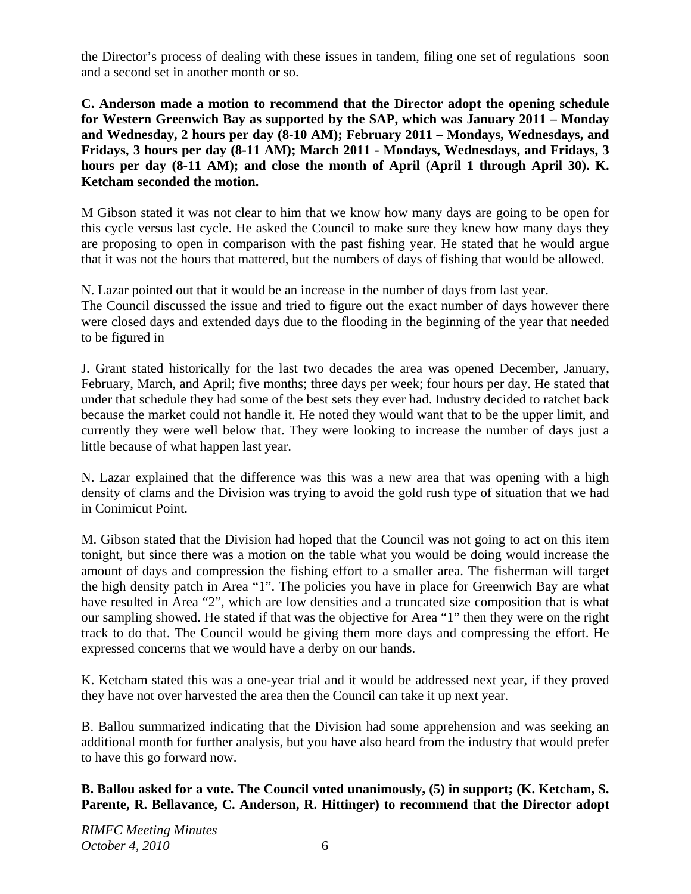the Director's process of dealing with these issues in tandem, filing one set of regulations soon and a second set in another month or so.

**C. Anderson made a motion to recommend that the Director adopt the opening schedule for Western Greenwich Bay as supported by the SAP, which was January 2011 – Monday and Wednesday, 2 hours per day (8-10 AM); February 2011 – Mondays, Wednesdays, and Fridays, 3 hours per day (8-11 AM); March 2011 - Mondays, Wednesdays, and Fridays, 3 hours per day (8-11 AM); and close the month of April (April 1 through April 30). K. Ketcham seconded the motion.**

M Gibson stated it was not clear to him that we know how many days are going to be open for this cycle versus last cycle. He asked the Council to make sure they knew how many days they are proposing to open in comparison with the past fishing year. He stated that he would argue that it was not the hours that mattered, but the numbers of days of fishing that would be allowed.

N. Lazar pointed out that it would be an increase in the number of days from last year.
The Council discussed the issue and tried to figure out the exact number of days however there were closed days and extended days due to the flooding in the beginning of the year that needed to be figured in

J. Grant stated historically for the last two decades the area was opened December, January, February, March, and April; five months; three days per week; four hours per day. He stated that under that schedule they had some of the best sets they ever had. Industry decided to ratchet back because the market could not handle it. He noted they would want that to be the upper limit, and currently they were well below that. They were looking to increase the number of days just a little because of what happen last year.

N. Lazar explained that the difference was this was a new area that was opening with a high density of clams and the Division was trying to avoid the gold rush type of situation that we had in Conimicut Point.

M. Gibson stated that the Division had hoped that the Council was not going to act on this item tonight, but since there was a motion on the table what you would be doing would increase the amount of days and compression the fishing effort to a smaller area. The fisherman will target the high density patch in Area "1". The policies you have in place for Greenwich Bay are what have resulted in Area "2", which are low densities and a truncated size composition that is what our sampling showed. He stated if that was the objective for Area "1" then they were on the right track to do that. The Council would be giving them more days and compressing the effort. He expressed concerns that we would have a derby on our hands.

K. Ketcham stated this was a one-year trial and it would be addressed next year, if they proved they have not over harvested the area then the Council can take it up next year.

B. Ballou summarized indicating that the Division had some apprehension and was seeking an additional month for further analysis, but you have also heard from the industry that would prefer to have this go forward now.

**B. Ballou asked for a vote. The Council voted unanimously, (5) in support; (K. Ketcham, S. Parente, R. Bellavance, C. Anderson, R. Hittinger) to recommend that the Director adopt**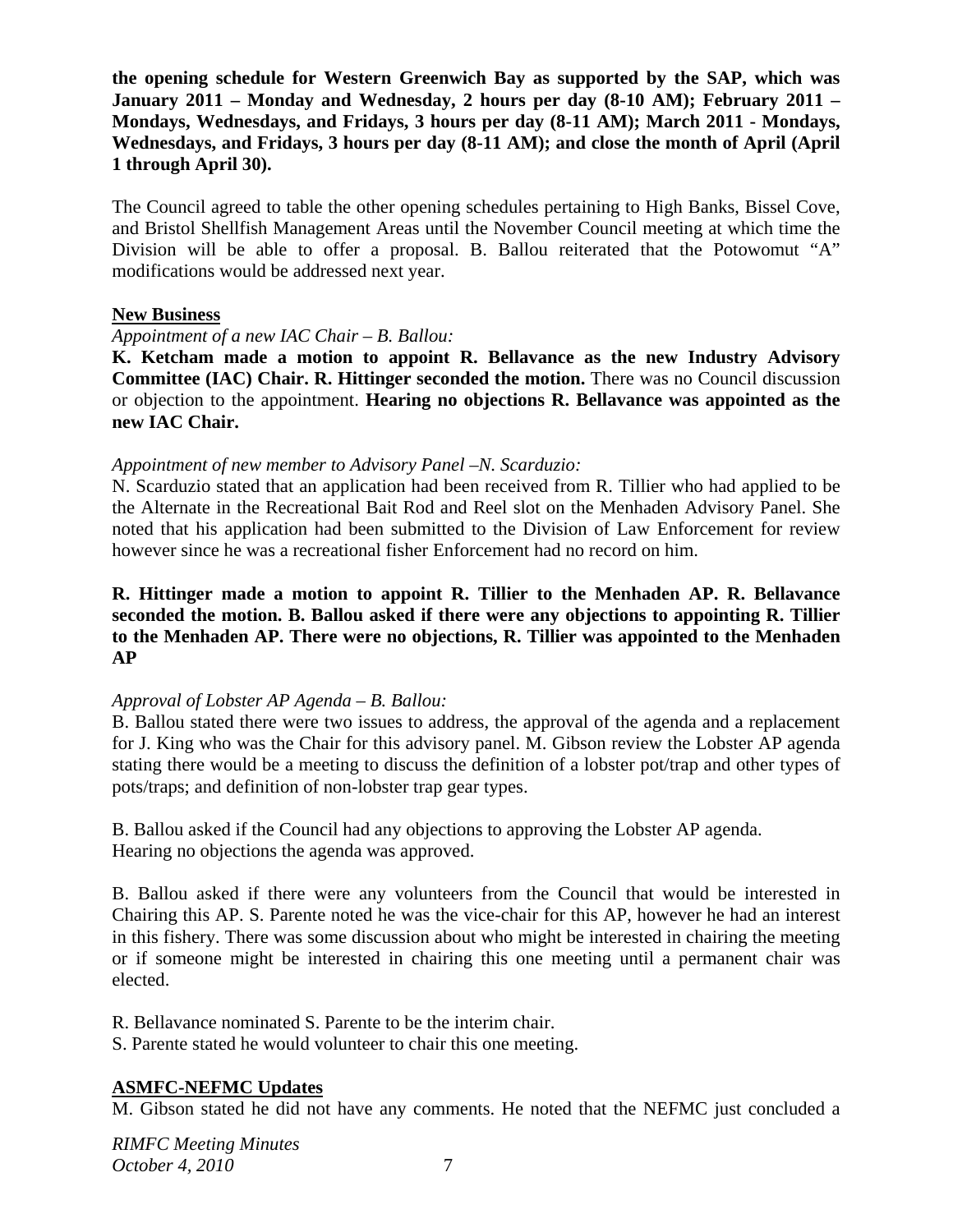**the opening schedule for Western Greenwich Bay as supported by the SAP, which was January 2011 – Monday and Wednesday, 2 hours per day (8-10 AM); February 2011 – Mondays, Wednesdays, and Fridays, 3 hours per day (8-11 AM); March 2011 - Mondays, Wednesdays, and Fridays, 3 hours per day (8-11 AM); and close the month of April (April 1 through April 30).**

The Council agreed to table the other opening schedules pertaining to High Banks, Bissel Cove, and Bristol Shellfish Management Areas until the November Council meeting at which time the Division will be able to offer a proposal. B. Ballou reiterated that the Potowomut "A" modifications would be addressed next year.

**New Business**

*Appointment of a new IAC Chair – B. Ballou:*

**K. Ketcham made a motion to appoint R. Bellavance as the new Industry Advisory Committee (IAC) Chair. R. Hittinger seconded the motion.** There was no Council discussion or objection to the appointment. **Hearing no objections R. Bellavance was appointed as the new IAC Chair.**

*Appointment of new member to Advisory Panel –N. Scarduzio:*

N. Scarduzio stated that an application had been received from R. Tillier who had applied to be the Alternate in the Recreational Bait Rod and Reel slot on the Menhaden Advisory Panel. She noted that his application had been submitted to the Division of Law Enforcement for review however since he was a recreational fisher Enforcement had no record on him.

**R. Hittinger made a motion to appoint R. Tillier to the Menhaden AP. R. Bellavance seconded the motion. B. Ballou asked if there were any objections to appointing R. Tillier to the Menhaden AP. There were no objections, R. Tillier was appointed to the Menhaden AP**

*Approval of Lobster AP Agenda – B. Ballou:*

B. Ballou stated there were two issues to address, the approval of the agenda and a replacement for J. King who was the Chair for this advisory panel. M. Gibson review the Lobster AP agenda stating there would be a meeting to discuss the definition of a lobster pot/trap and other types of pots/traps; and definition of non-lobster trap gear types.

B. Ballou asked if the Council had any objections to approving the Lobster AP agenda.
Hearing no objections the agenda was approved.

B. Ballou asked if there were any volunteers from the Council that would be interested in Chairing this AP. S. Parente noted he was the vice-chair for this AP, however he had an interest in this fishery. There was some discussion about who might be interested in chairing the meeting or if someone might be interested in chairing this one meeting until a permanent chair was elected.

R. Bellavance nominated S. Parente to be the interim chair.
S. Parente stated he would volunteer to chair this one meeting.

**ASMFC-NEFMC Updates**

M. Gibson stated he did not have any comments. He noted that the NEFMC just concluded a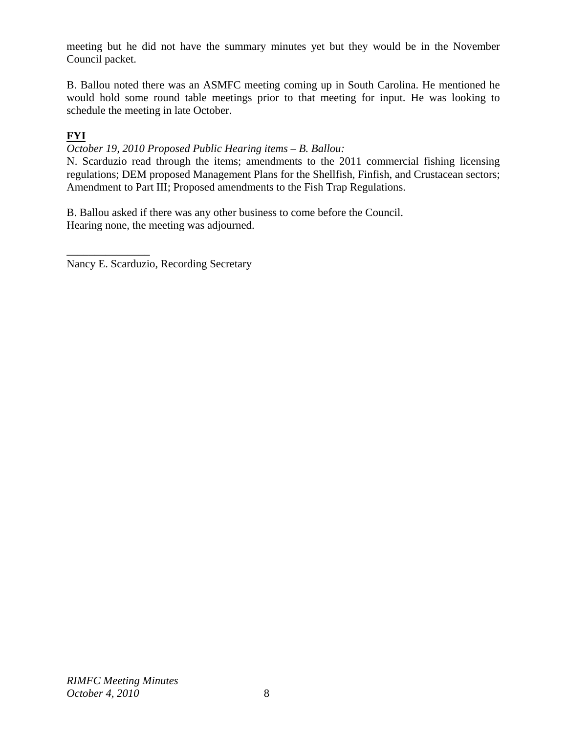meeting but he did not have the summary minutes yet but they would be in the November Council packet.

B. Ballou noted there was an ASMFC meeting coming up in South Carolina. He mentioned he would hold some round table meetings prior to that meeting for input. He was looking to schedule the meeting in late October.

**FYI**

*October 19, 2010 Proposed Public Hearing items – B. Ballou:*
N. Scarduzio read through the items; amendments to the 2011 commercial fishing licensing regulations; DEM proposed Management Plans for the Shellfish, Finfish, and Crustacean sectors; Amendment to Part III; Proposed amendments to the Fish Trap Regulations.

B. Ballou asked if there was any other business to come before the Council.
Hearing none, the meeting was adjourned.

\_\_\_\_\_\_\_\_\_\_\_\_\_\_\_
Nancy E. Scarduzio, Recording Secretary